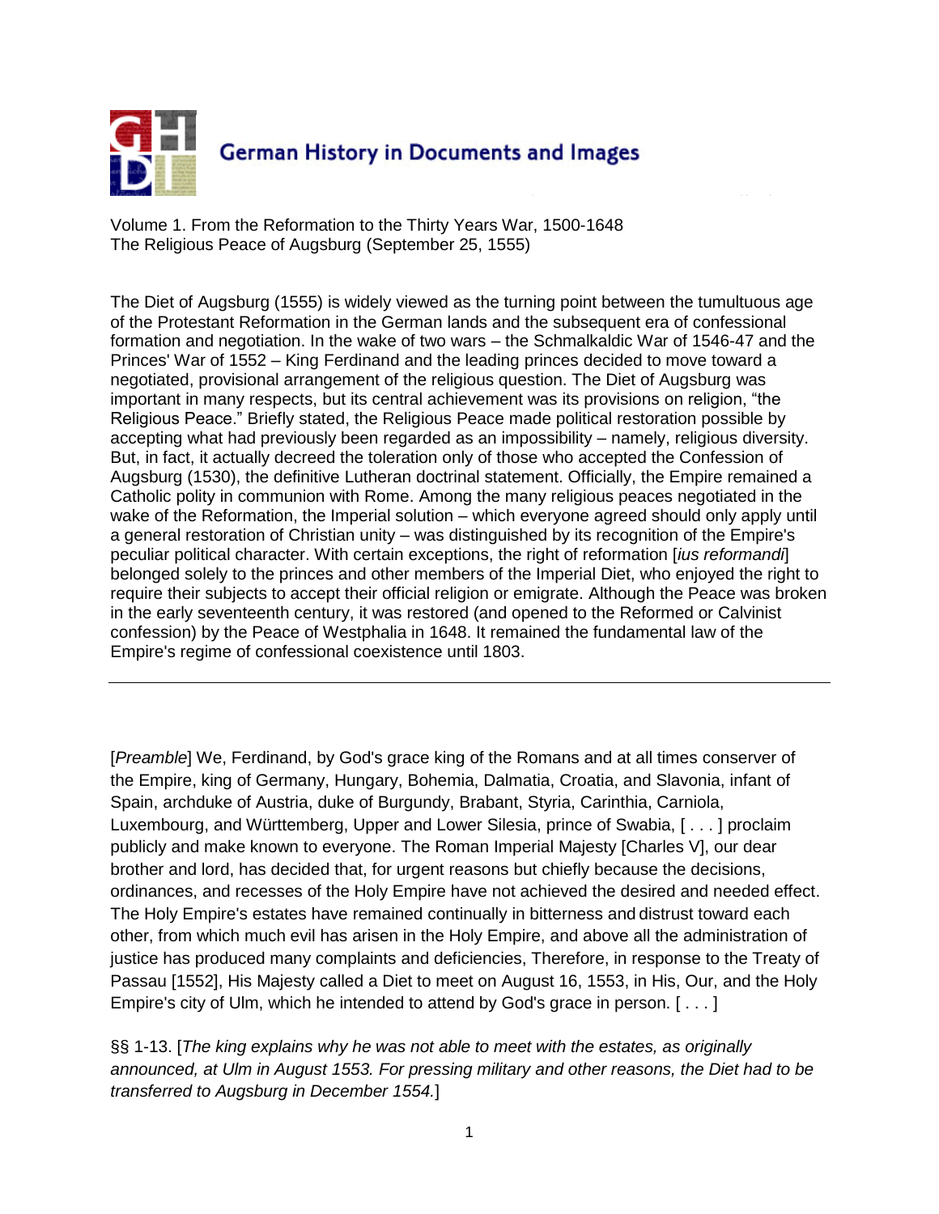# German History in Documents and Images

Volume 1. From the Reformation to the Thirty Years War, 1500-1648
The Religious Peace of Augsburg (September 25, 1555)

The Diet of Augsburg (1555) is widely viewed as the turning point between the tumultuous age of the Protestant Reformation in the German lands and the subsequent era of confessional formation and negotiation. In the wake of two wars – the Schmalkaldic War of 1546-47 and the Princes' War of 1552 – King Ferdinand and the leading princes decided to move toward a negotiated, provisional arrangement of the religious question. The Diet of Augsburg was important in many respects, but its central achievement was its provisions on religion, "the Religious Peace." Briefly stated, the Religious Peace made political restoration possible by accepting what had previously been regarded as an impossibility – namely, religious diversity. But, in fact, it actually decreed the toleration only of those who accepted the Confession of Augsburg (1530), the definitive Lutheran doctrinal statement. Officially, the Empire remained a Catholic polity in communion with Rome. Among the many religious peaces negotiated in the wake of the Reformation, the Imperial solution – which everyone agreed should only apply until a general restoration of Christian unity – was distinguished by its recognition of the Empire's peculiar political character. With certain exceptions, the right of reformation [*ius reformandi*] belonged solely to the princes and other members of the Imperial Diet, who enjoyed the right to require their subjects to accept their official religion or emigrate. Although the Peace was broken in the early seventeenth century, it was restored (and opened to the Reformed or Calvinist confession) by the Peace of Westphalia in 1648. It remained the fundamental law of the Empire's regime of confessional coexistence until 1803.

---

[*Preamble*] We, Ferdinand, by God's grace king of the Romans and at all times conserver of the Empire, king of Germany, Hungary, Bohemia, Dalmatia, Croatia, and Slavonia, infant of Spain, archduke of Austria, duke of Burgundy, Brabant, Styria, Carinthia, Carniola, Luxembourg, and Württemberg, Upper and Lower Silesia, prince of Swabia, [ . . . ] proclaim publicly and make known to everyone. The Roman Imperial Majesty [Charles V], our dear brother and lord, has decided that, for urgent reasons but chiefly because the decisions, ordinances, and recesses of the Holy Empire have not achieved the desired and needed effect. The Holy Empire's estates have remained continually in bitterness and distrust toward each other, from which much evil has arisen in the Holy Empire, and above all the administration of justice has produced many complaints and deficiencies, Therefore, in response to the Treaty of Passau [1552], His Majesty called a Diet to meet on August 16, 1553, in His, Our, and the Holy Empire's city of Ulm, which he intended to attend by God's grace in person. [ . . . ]

§§ 1-13. [*The king explains why he was not able to meet with the estates, as originally announced, at Ulm in August 1553. For pressing military and other reasons, the Diet had to be transferred to Augsburg in December 1554.*]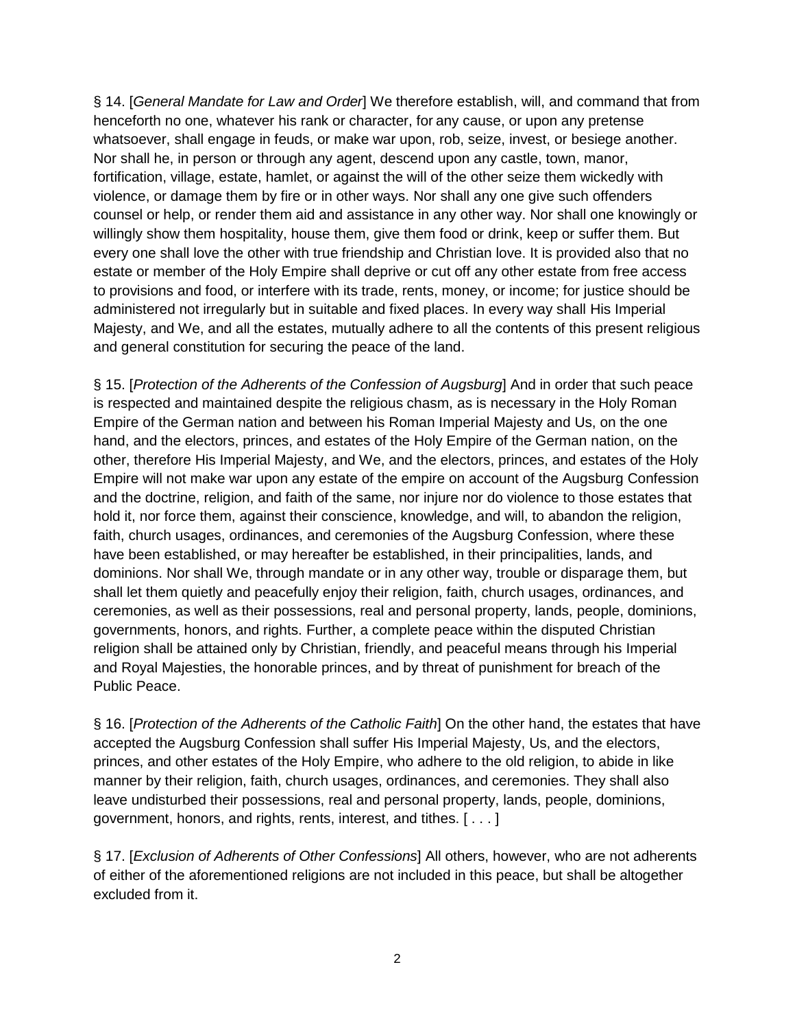§ 14. [*General Mandate for Law and Order*] We therefore establish, will, and command that from henceforth no one, whatever his rank or character, for any cause, or upon any pretense whatsoever, shall engage in feuds, or make war upon, rob, seize, invest, or besiege another. Nor shall he, in person or through any agent, descend upon any castle, town, manor, fortification, village, estate, hamlet, or against the will of the other seize them wickedly with violence, or damage them by fire or in other ways. Nor shall any one give such offenders counsel or help, or render them aid and assistance in any other way. Nor shall one knowingly or willingly show them hospitality, house them, give them food or drink, keep or suffer them. But every one shall love the other with true friendship and Christian love. It is provided also that no estate or member of the Holy Empire shall deprive or cut off any other estate from free access to provisions and food, or interfere with its trade, rents, money, or income; for justice should be administered not irregularly but in suitable and fixed places. In every way shall His Imperial Majesty, and We, and all the estates, mutually adhere to all the contents of this present religious and general constitution for securing the peace of the land.

§ 15. [*Protection of the Adherents of the Confession of Augsburg*] And in order that such peace is respected and maintained despite the religious chasm, as is necessary in the Holy Roman Empire of the German nation and between his Roman Imperial Majesty and Us, on the one hand, and the electors, princes, and estates of the Holy Empire of the German nation, on the other, therefore His Imperial Majesty, and We, and the electors, princes, and estates of the Holy Empire will not make war upon any estate of the empire on account of the Augsburg Confession and the doctrine, religion, and faith of the same, nor injure nor do violence to those estates that hold it, nor force them, against their conscience, knowledge, and will, to abandon the religion, faith, church usages, ordinances, and ceremonies of the Augsburg Confession, where these have been established, or may hereafter be established, in their principalities, lands, and dominions. Nor shall We, through mandate or in any other way, trouble or disparage them, but shall let them quietly and peacefully enjoy their religion, faith, church usages, ordinances, and ceremonies, as well as their possessions, real and personal property, lands, people, dominions, governments, honors, and rights. Further, a complete peace within the disputed Christian religion shall be attained only by Christian, friendly, and peaceful means through his Imperial and Royal Majesties, the honorable princes, and by threat of punishment for breach of the Public Peace.

§ 16. [*Protection of the Adherents of the Catholic Faith*] On the other hand, the estates that have accepted the Augsburg Confession shall suffer His Imperial Majesty, Us, and the electors, princes, and other estates of the Holy Empire, who adhere to the old religion, to abide in like manner by their religion, faith, church usages, ordinances, and ceremonies. They shall also leave undisturbed their possessions, real and personal property, lands, people, dominions, government, honors, and rights, rents, interest, and tithes. [ . . . ]

§ 17. [*Exclusion of Adherents of Other Confessions*] All others, however, who are not adherents of either of the aforementioned religions are not included in this peace, but shall be altogether excluded from it.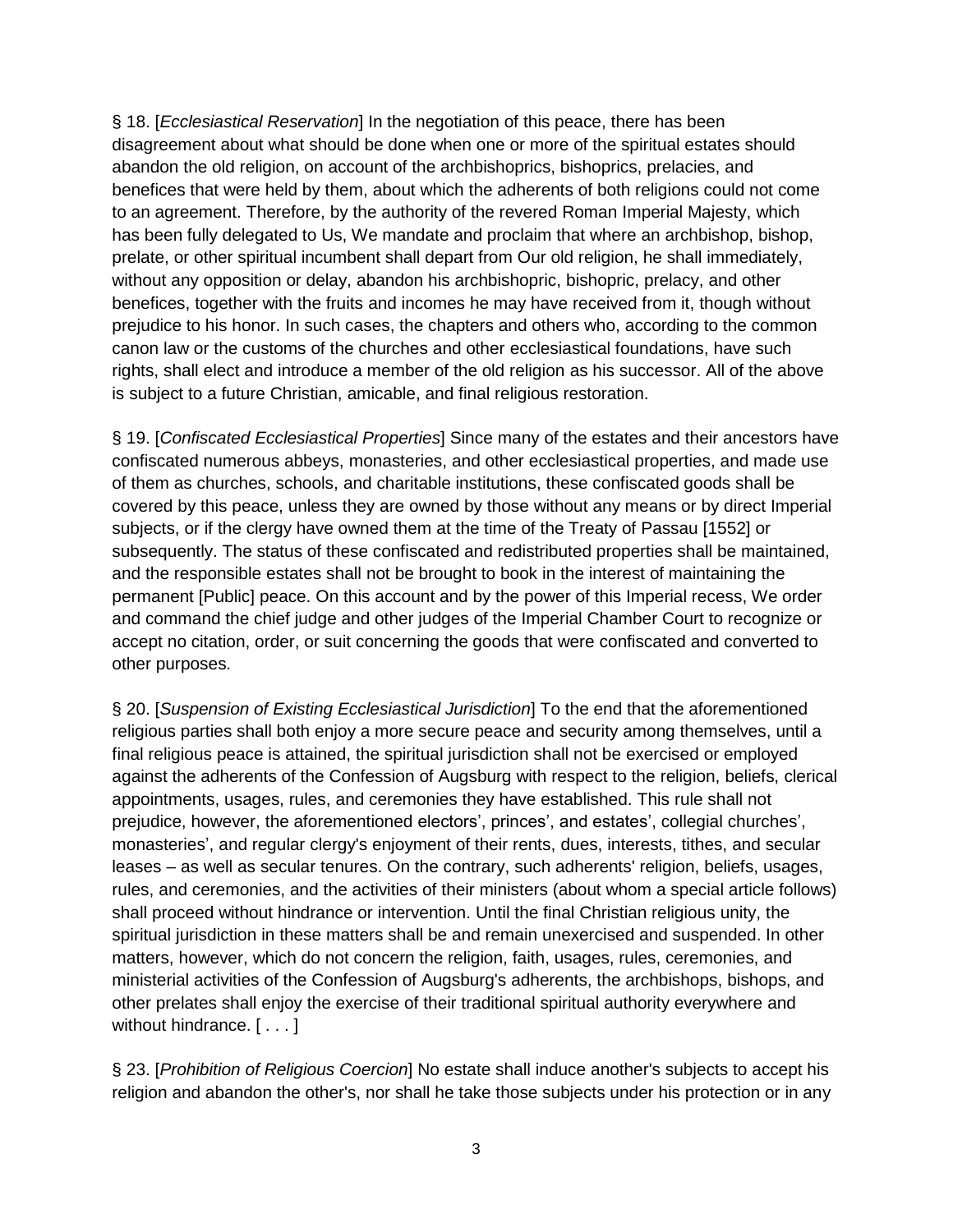§ 18. [*Ecclesiastical Reservation*] In the negotiation of this peace, there has been disagreement about what should be done when one or more of the spiritual estates should abandon the old religion, on account of the archbishoprics, bishoprics, prelacies, and benefices that were held by them, about which the adherents of both religions could not come to an agreement. Therefore, by the authority of the revered Roman Imperial Majesty, which has been fully delegated to Us, We mandate and proclaim that where an archbishop, bishop, prelate, or other spiritual incumbent shall depart from Our old religion, he shall immediately, without any opposition or delay, abandon his archbishopric, bishopric, prelacy, and other benefices, together with the fruits and incomes he may have received from it, though without prejudice to his honor. In such cases, the chapters and others who, according to the common canon law or the customs of the churches and other ecclesiastical foundations, have such rights, shall elect and introduce a member of the old religion as his successor. All of the above is subject to a future Christian, amicable, and final religious restoration.

§ 19. [*Confiscated Ecclesiastical Properties*] Since many of the estates and their ancestors have confiscated numerous abbeys, monasteries, and other ecclesiastical properties, and made use of them as churches, schools, and charitable institutions, these confiscated goods shall be covered by this peace, unless they are owned by those without any means or by direct Imperial subjects, or if the clergy have owned them at the time of the Treaty of Passau [1552] or subsequently. The status of these confiscated and redistributed properties shall be maintained, and the responsible estates shall not be brought to book in the interest of maintaining the permanent [Public] peace. On this account and by the power of this Imperial recess, We order and command the chief judge and other judges of the Imperial Chamber Court to recognize or accept no citation, order, or suit concerning the goods that were confiscated and converted to other purposes.

§ 20. [*Suspension of Existing Ecclesiastical Jurisdiction*] To the end that the aforementioned religious parties shall both enjoy a more secure peace and security among themselves, until a final religious peace is attained, the spiritual jurisdiction shall not be exercised or employed against the adherents of the Confession of Augsburg with respect to the religion, beliefs, clerical appointments, usages, rules, and ceremonies they have established. This rule shall not prejudice, however, the aforementioned electors', princes', and estates', collegial churches', monasteries', and regular clergy's enjoyment of their rents, dues, interests, tithes, and secular leases – as well as secular tenures. On the contrary, such adherents' religion, beliefs, usages, rules, and ceremonies, and the activities of their ministers (about whom a special article follows) shall proceed without hindrance or intervention. Until the final Christian religious unity, the spiritual jurisdiction in these matters shall be and remain unexercised and suspended. In other matters, however, which do not concern the religion, faith, usages, rules, ceremonies, and ministerial activities of the Confession of Augsburg's adherents, the archbishops, bishops, and other prelates shall enjoy the exercise of their traditional spiritual authority everywhere and without hindrance. [ . . . ]

§ 23. [*Prohibition of Religious Coercion*] No estate shall induce another's subjects to accept his religion and abandon the other's, nor shall he take those subjects under his protection or in any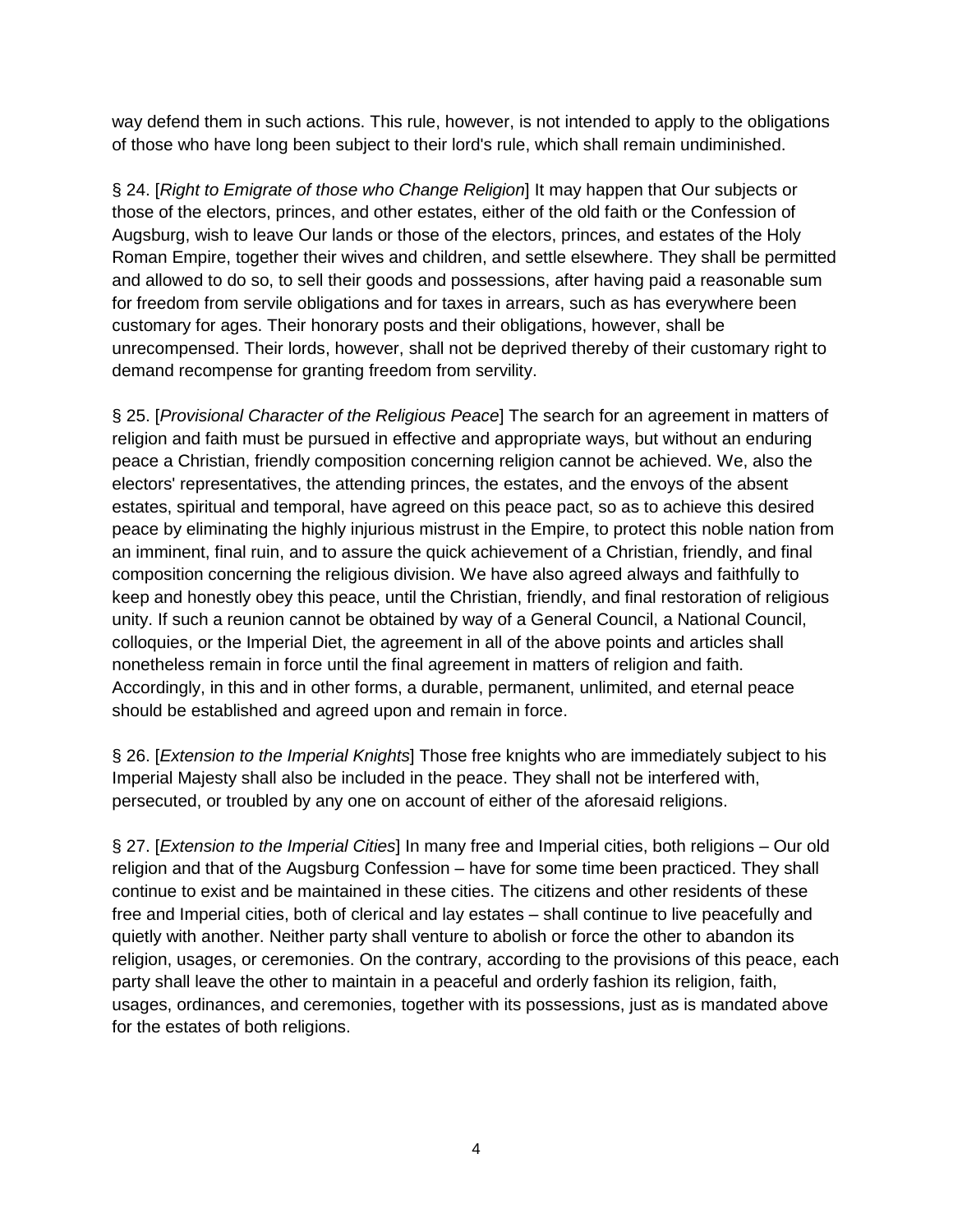way defend them in such actions. This rule, however, is not intended to apply to the obligations of those who have long been subject to their lord's rule, which shall remain undiminished.

§ 24. [*Right to Emigrate of those who Change Religion*] It may happen that Our subjects or those of the electors, princes, and other estates, either of the old faith or the Confession of Augsburg, wish to leave Our lands or those of the electors, princes, and estates of the Holy Roman Empire, together their wives and children, and settle elsewhere. They shall be permitted and allowed to do so, to sell their goods and possessions, after having paid a reasonable sum for freedom from servile obligations and for taxes in arrears, such as has everywhere been customary for ages. Their honorary posts and their obligations, however, shall be unrecompensed. Their lords, however, shall not be deprived thereby of their customary right to demand recompense for granting freedom from servility.

§ 25. [*Provisional Character of the Religious Peace*] The search for an agreement in matters of religion and faith must be pursued in effective and appropriate ways, but without an enduring peace a Christian, friendly composition concerning religion cannot be achieved. We, also the electors' representatives, the attending princes, the estates, and the envoys of the absent estates, spiritual and temporal, have agreed on this peace pact, so as to achieve this desired peace by eliminating the highly injurious mistrust in the Empire, to protect this noble nation from an imminent, final ruin, and to assure the quick achievement of a Christian, friendly, and final composition concerning the religious division. We have also agreed always and faithfully to keep and honestly obey this peace, until the Christian, friendly, and final restoration of religious unity. If such a reunion cannot be obtained by way of a General Council, a National Council, colloquies, or the Imperial Diet, the agreement in all of the above points and articles shall nonetheless remain in force until the final agreement in matters of religion and faith. Accordingly, in this and in other forms, a durable, permanent, unlimited, and eternal peace should be established and agreed upon and remain in force.

§ 26. [*Extension to the Imperial Knights*] Those free knights who are immediately subject to his Imperial Majesty shall also be included in the peace. They shall not be interfered with, persecuted, or troubled by any one on account of either of the aforesaid religions.

§ 27. [*Extension to the Imperial Cities*] In many free and Imperial cities, both religions – Our old religion and that of the Augsburg Confession – have for some time been practiced. They shall continue to exist and be maintained in these cities. The citizens and other residents of these free and Imperial cities, both of clerical and lay estates – shall continue to live peacefully and quietly with another. Neither party shall venture to abolish or force the other to abandon its religion, usages, or ceremonies. On the contrary, according to the provisions of this peace, each party shall leave the other to maintain in a peaceful and orderly fashion its religion, faith, usages, ordinances, and ceremonies, together with its possessions, just as is mandated above for the estates of both religions.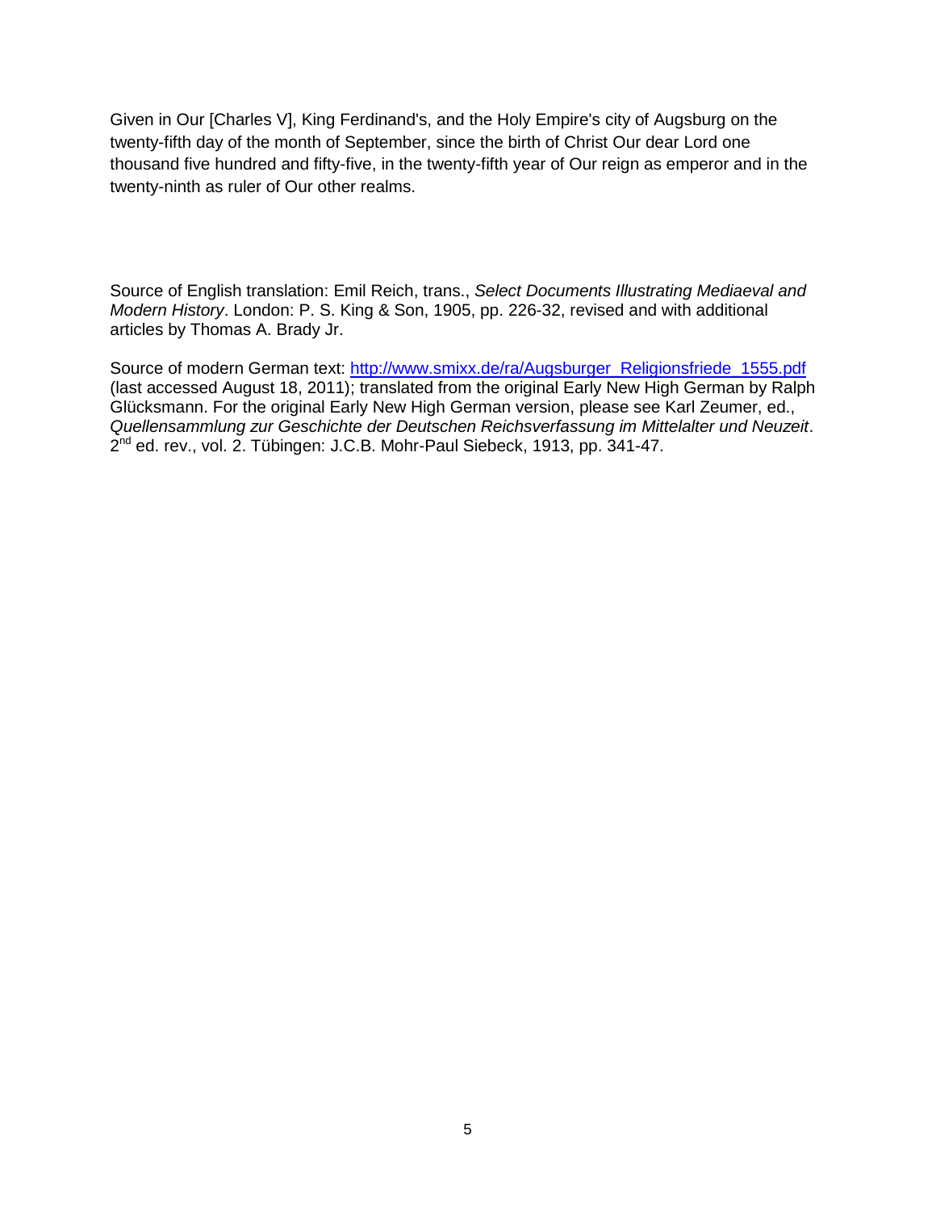Given in Our [Charles V], King Ferdinand's, and the Holy Empire's city of Augsburg on the twenty-fifth day of the month of September, since the birth of Christ Our dear Lord one thousand five hundred and fifty-five, in the twenty-fifth year of Our reign as emperor and in the twenty-ninth as ruler of Our other realms.

Source of English translation: Emil Reich, trans., *Select Documents Illustrating Mediaeval and Modern History*. London: P. S. King & Son, 1905, pp. 226-32, revised and with additional articles by Thomas A. Brady Jr.

Source of modern German text: http://www.smixx.de/ra/Augsburger_Religionsfriede_1555.pdf (last accessed August 18, 2011); translated from the original Early New High German by Ralph Glücksmann. For the original Early New High German version, please see Karl Zeumer, ed., *Quellensammlung zur Geschichte der Deutschen Reichsverfassung im Mittelalter und Neuzeit*. 2nd ed. rev., vol. 2. Tübingen: J.C.B. Mohr-Paul Siebeck, 1913, pp. 341-47.